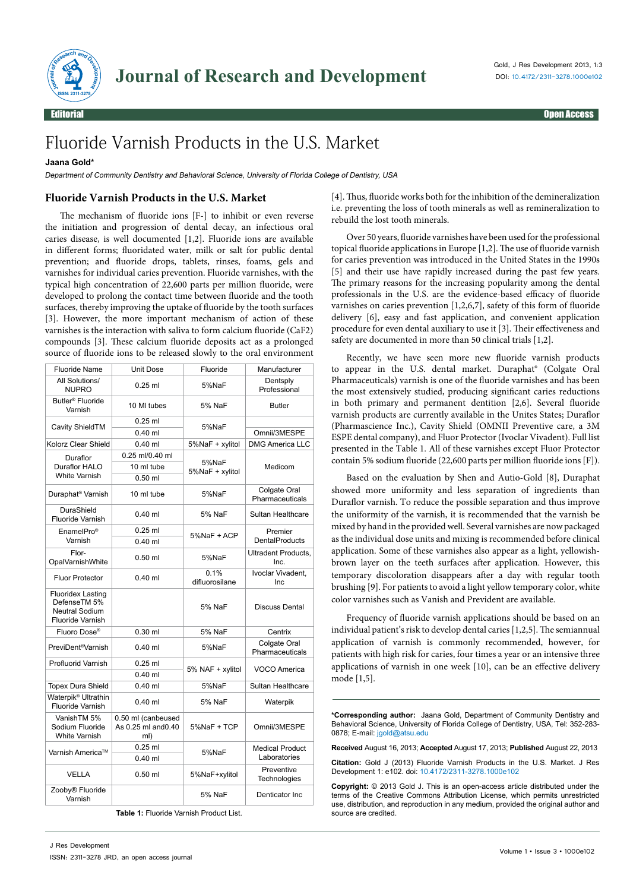# Fluoride Varnish Products in the U.S. Market

**Jaana Gold***

*Department of Community Dentistry and Behavioral Science, University of Florida College of Dentistry, USA*

## Fluoride Varnish Products in the U.S. Market

The mechanism of fluoride ions [F-] to inhibit or even reverse the initiation and progression of dental decay, an infectious oral caries disease, is well documented [1,2]. Fluoride ions are available in different forms; fluoridated water, milk or salt for public dental prevention; and fluoride drops, tablets, rinses, foams, gels and varnishes for individual caries prevention. Fluoride varnishes, with the typical high concentration of 22,600 parts per million fluoride, were developed to prolong the contact time between fluoride and the tooth surfaces, thereby improving the uptake of fluoride by the tooth surfaces [3]. However, the more important mechanism of action of these varnishes is the interaction with saliva to form calcium fluoride ($CaF_2$) compounds [3]. These calcium fluoride deposits act as a prolonged source of fluoride ions to be released slowly to the oral environment [4]. Thus, fluoride works both for the inhibition of the demineralization i.e. preventing the loss of tooth minerals as well as remineralization to rebuild the lost tooth minerals.

| Fluoride Name | Unit Dose | Fluoride | Manufacturer |
|---|---|---|---|
| All Solutions/ NUPRO | 0.25 ml | 5%NaF | Dentsply Professional |
| Butler® Fluoride Varnish | 10 Ml tubes | 5% NaF | Butler |
| Cavity ShieldTM | 0.25 ml | 5%NaF | |
| | 0.40 ml | | Omnii/3MESPE |
| Kolorz Clear Shield | 0.40 ml | 5%NaF + xylitol | DMG America LLC |
| Duraflor Duraflor HALO White Varnish | 0.25 ml/0.40 ml | 5%NaF 5%NaF + xylitol | Medicom |
| | 10 ml tube | | |
| | 0.50 ml | | |
| Duraphat® Varnish | 10 ml tube | 5%NaF | Colgate Oral Pharmaceuticals |
| DuraShield Fluoride Varnish | 0.40 ml | 5% NaF | Sultan Healthcare |
| EnamelPro® Varnish | 0.25 ml | 5%NaF + ACP | Premier DentalProducts |
| | 0.40 ml | | |
| Flor-OpalVarnishWhite | 0.50 ml | 5%NaF | Ultradent Products, Inc. |
| Fluor Protector | 0.40 ml | 0.1% difluorosilane | Ivoclar Vivadent, Inc |
| Fluoridex Lasting DefenseTM 5% Neutral Sodium Fluoride Varnish | | 5% NaF | Discuss Dental |
| Fluoro Dose® | 0.30 ml | 5% NaF | Centrix |
| PreviDent®Varnish | 0.40 ml | 5%NaF | Colgate Oral Pharmaceuticals |
| Profluorid Varnish | 0.25 ml | 5% NAF + xylitol | VOCO America |
| | 0.40 ml | | |
| Topex Dura Shield | 0.40 ml | 5%NaF | Sultan Healthcare |
| Waterpik® Ultrathin Fluoride Varnish | 0.40 ml | 5% NaF | Waterpik |
| VanishTM 5% Sodium Fluoride White Varnish | 0.50 ml (canbeused As 0.25 ml and0.40 ml) | 5%NaF + TCP | Omnii/3MESPE |
| Varnish AmericaTM | 0.25 ml | 5%NaF | Medical Product Laboratories |
| | 0.40 ml | | |
| VELLA | 0.50 ml | 5%NaF+xylitol | Preventive Technologies |
| Zooby® Fluoride Varnish | | 5% NaF | Denticator Inc |

**Table 1:** Fluoride Varnish Product List.

Over 50 years, fluoride varnishes have been used for the professional topical fluoride applications in Europe [1,2]. The use of fluoride varnish for caries prevention was introduced in the United States in the 1990s [5] and their use have rapidly increased during the past few years. The primary reasons for the increasing popularity among the dental professionals in the U.S. are the evidence-based efficacy of fluoride varnishes on caries prevention [1,2,6,7], safety of this form of fluoride delivery [6], easy and fast application, and convenient application procedure for even dental auxiliary to use it [3]. Their effectiveness and safety are documented in more than 50 clinical trials [1,2].

Recently, we have seen more new fluoride varnish products to appear in the U.S. dental market. Duraphat® (Colgate Oral Pharmaceuticals) varnish is one of the fluoride varnishes and has been the most extensively studied, producing significant caries reductions in both primary and permanent dentition [2,6]. Several fluoride varnish products are currently available in the Unites States; Duraflor (Pharmascience Inc.), Cavity Shield (OMNII Preventive care, a 3M ESPE dental company), and Fluor Protector (Ivoclar Vivadent). Full list presented in the Table 1. All of these varnishes except Fluor Protector contain 5% sodium fluoride (22,600 parts per million fluoride ions [F]).

Based on the evaluation by Shen and Autio-Gold [8], Duraphat showed more uniformity and less separation of ingredients than Duraflor varnish. To reduce the possible separation and thus improve the uniformity of the varnish, it is recommended that the varnish be mixed by hand in the provided well. Several varnishes are now packaged as the individual dose units and mixing is recommended before clinical application. Some of these varnishes also appear as a light, yellowish-brown layer on the teeth surfaces after application. However, this temporary discoloration disappears after a day with regular tooth brushing [9]. For patients to avoid a light yellow temporary color, white color varnishes such as Vanish and Prevident are available.

Frequency of fluoride varnish applications should be based on an individual patient's risk to develop dental caries [1,2,5]. The semiannual application of varnish is commonly recommended, however, for patients with high risk for caries, four times a year or an intensive three applications of varnish in one week [10], can be an effective delivery mode [1,5].

---

***Corresponding author:** Jaana Gold, Department of Community Dentistry and Behavioral Science, University of Florida College of Dentistry, USA, Tel: 352-283-0878; E-mail: jgold@atsu.edu

**Received** August 16, 2013; **Accepted** August 17, 2013; **Published** August 22, 2013

**Citation:** Gold J (2013) Fluoride Varnish Products in the U.S. Market. J Res Development 1: e102. doi: 10.4172/2311-3278.1000e102

**Copyright:** © 2013 Gold J. This is an open-access article distributed under the terms of the Creative Commons Attribution License, which permits unrestricted use, distribution, and reproduction in any medium, provided the original author and source are credited.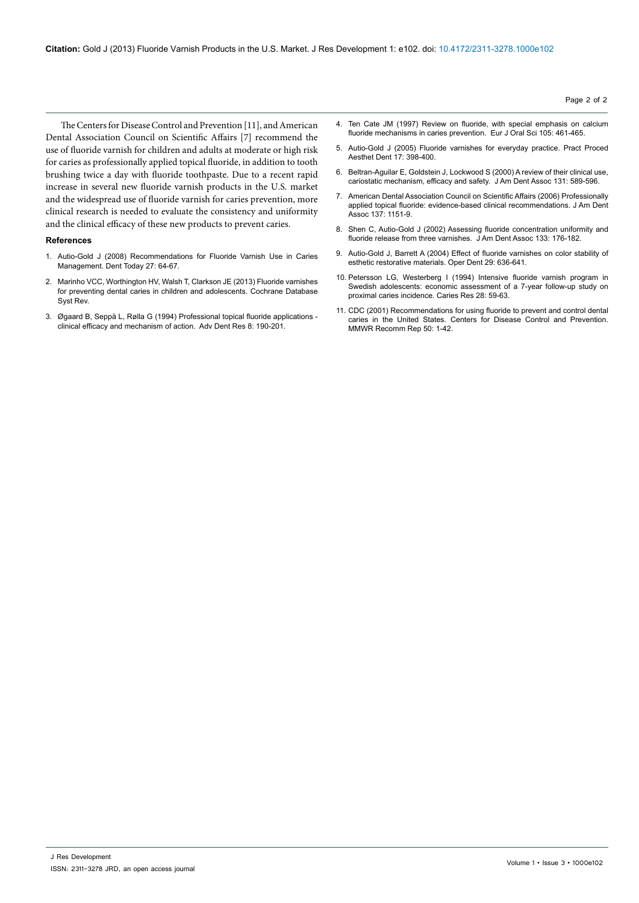The Centers for Disease Control and Prevention [11], and American Dental Association Council on Scientific Affairs [7] recommend the use of fluoride varnish for children and adults at moderate or high risk for caries as professionally applied topical fluoride, in addition to tooth brushing twice a day with fluoride toothpaste. Due to a recent rapid increase in several new fluoride varnish products in the U.S. market and the widespread use of fluoride varnish for caries prevention, more clinical research is needed to evaluate the consistency and uniformity and the clinical efficacy of these new products to prevent caries.

### References

1. Autio-Gold J (2008) Recommendations for Fluoride Varnish Use in Caries Management. Dent Today 27: 64-67.
2. Marinho VCC, Worthington HV, Walsh T, Clarkson JE (2013) Fluoride varnishes for preventing dental caries in children and adolescents. Cochrane Database Syst Rev.
3. Øgaard B, Seppä L, Rølla G (1994) Professional topical fluoride applications - clinical efficacy and mechanism of action. Adv Dent Res 8: 190-201.
4. Ten Cate JM (1997) Review on fluoride, with special emphasis on calcium fluoride mechanisms in caries prevention. Eur J Oral Sci 105: 461-465.
5. Autio-Gold J (2005) Fluoride varnishes for everyday practice. Pract Proced Aesthet Dent 17: 398-400.
6. Beltran-Aguilar E, Goldstein J, Lockwood S (2000) A review of their clinical use, cariostatic mechanism, efficacy and safety. J Am Dent Assoc 131: 589-596.
7. American Dental Association Council on Scientific Affairs (2006) Professionally applied topical fluoride: evidence-based clinical recommendations. J Am Dent Assoc 137: 1151-9.
8. Shen C, Autio-Gold J (2002) Assessing fluoride concentration uniformity and fluoride release from three varnishes. J Am Dent Assoc 133: 176-182.
9. Autio-Gold J, Barrett A (2004) Effect of fluoride varnishes on color stability of esthetic restorative materials. Oper Dent 29: 636-641.
10. Petersson LG, Westerberg I (1994) Intensive fluoride varnish program in Swedish adolescents: economic assessment of a 7-year follow-up study on proximal caries incidence. Caries Res 28: 59-63.
11. CDC (2001) Recommendations for using fluoride to prevent and control dental caries in the United States. Centers for Disease Control and Prevention. MMWR Recomm Rep 50: 1-42.